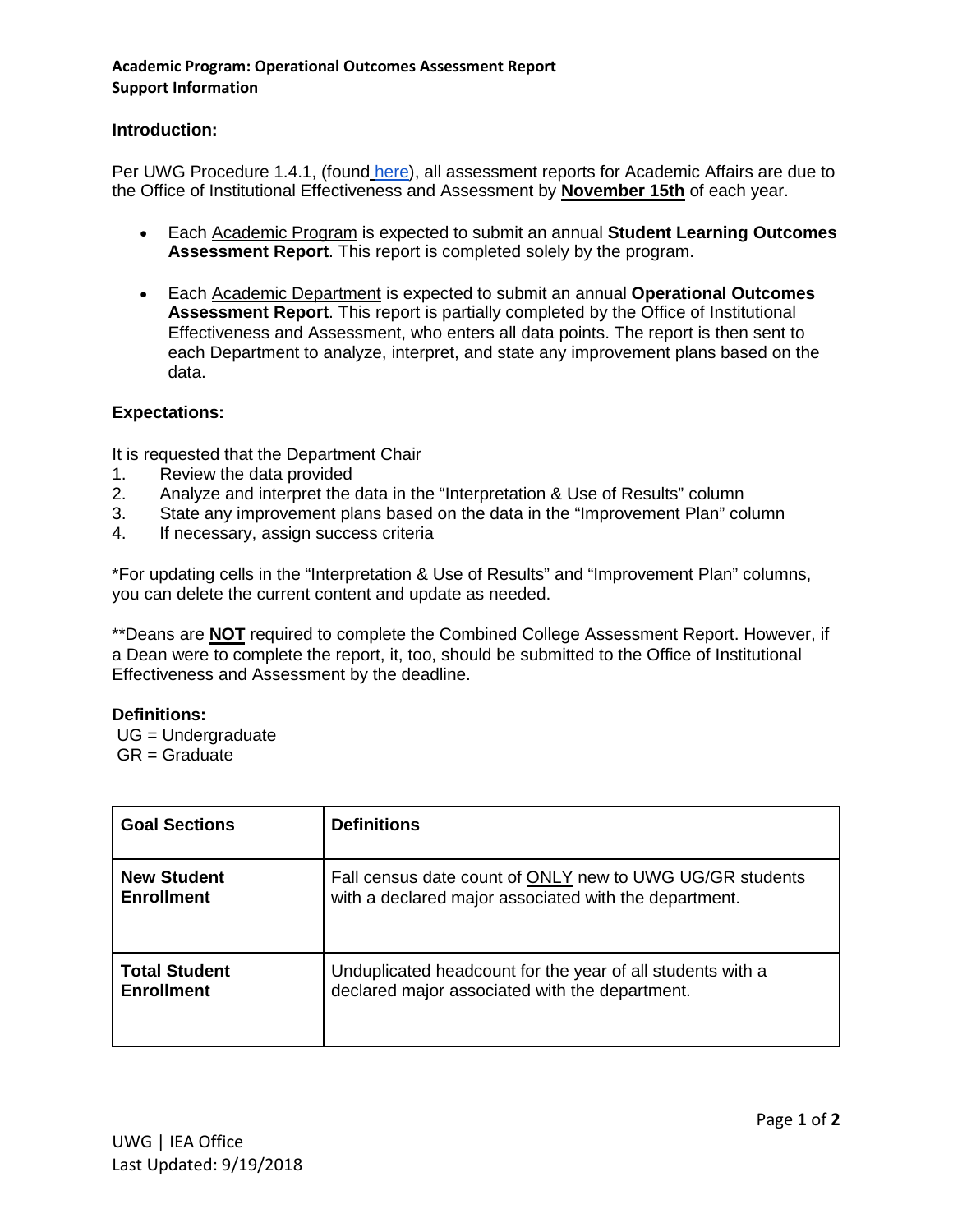**Academic Program: Operational Outcomes Assessment Report**
**Support Information**

### Introduction:

Per UWG Procedure 1.4.1, (found here), all assessment reports for Academic Affairs are due to the Office of Institutional Effectiveness and Assessment by **November 15th** of each year.

- Each Academic Program is expected to submit an annual **Student Learning Outcomes Assessment Report**. This report is completed solely by the program.
- Each Academic Department is expected to submit an annual **Operational Outcomes Assessment Report**. This report is partially completed by the Office of Institutional Effectiveness and Assessment, who enters all data points. The report is then sent to each Department to analyze, interpret, and state any improvement plans based on the data.

### Expectations:

It is requested that the Department Chair

1. Review the data provided
2. Analyze and interpret the data in the "Interpretation & Use of Results" column
3. State any improvement plans based on the data in the "Improvement Plan" column
4. If necessary, assign success criteria

*For updating cells in the "Interpretation & Use of Results" and "Improvement Plan" columns, you can delete the current content and update as needed.

**Deans are **NOT** required to complete the Combined College Assessment Report. However, if a Dean were to complete the report, it, too, should be submitted to the Office of Institutional Effectiveness and Assessment by the deadline.

### Definitions:

UG = Undergraduate
GR = Graduate

| Goal Sections | Definitions |
|---|---|
| **New Student Enrollment** | Fall census date count of ONLY new to UWG UG/GR students with a declared major associated with the department. |
| **Total Student Enrollment** | Unduplicated headcount for the year of all students with a declared major associated with the department. |

UWG | IEA Office
Last Updated: 9/19/2018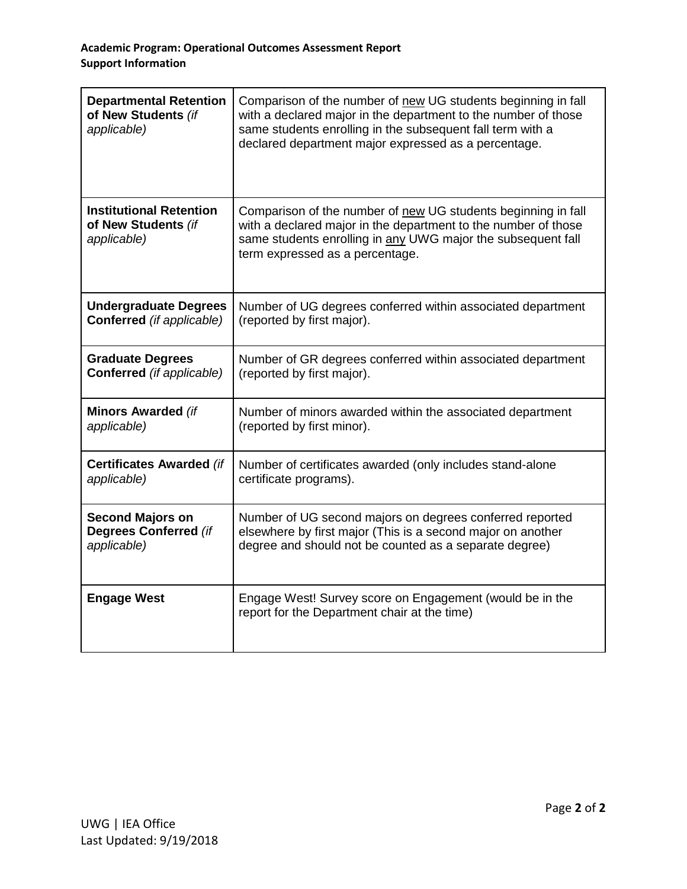**Academic Program: Operational Outcomes Assessment Report**
**Support Information**

| | |
|---|---|
| **Departmental Retention of New Students** *(if applicable)* | Comparison of the number of <u>new</u> UG students beginning in fall with a declared major in the department to the number of those same students enrolling in the subsequent fall term with a declared department major expressed as a percentage. |
| **Institutional Retention of New Students** *(if applicable)* | Comparison of the number of <u>new</u> UG students beginning in fall with a declared major in the department to the number of those same students enrolling in <u>any</u> UWG major the subsequent fall term expressed as a percentage. |
| **Undergraduate Degrees Conferred** *(if applicable)* | Number of UG degrees conferred within associated department (reported by first major). |
| **Graduate Degrees Conferred** *(if applicable)* | Number of GR degrees conferred within associated department (reported by first major). |
| **Minors Awarded** *(if applicable)* | Number of minors awarded within the associated department (reported by first minor). |
| **Certificates Awarded** *(if applicable)* | Number of certificates awarded (only includes stand-alone certificate programs). |
| **Second Majors on Degrees Conferred** *(if applicable)* | Number of UG second majors on degrees conferred reported elsewhere by first major (This is a second major on another degree and should not be counted as a separate degree) |
| **Engage West** | Engage West! Survey score on Engagement (would be in the report for the Department chair at the time) |

UWG | IEA Office
Last Updated: 9/19/2018